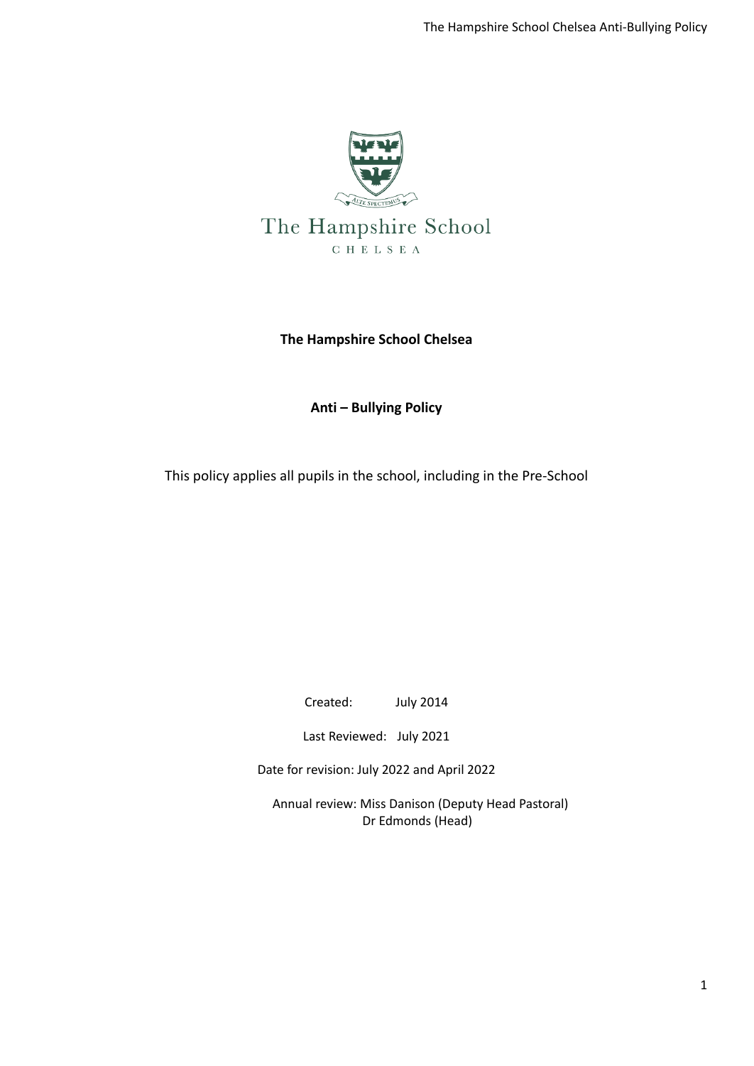The Hampshire School

CHELSEA

**The Hampshire School Chelsea**

**Anti – Bullying Policy**

This policy applies all pupils in the school, including in the Pre-School

Created: July 2014

Last Reviewed: July 2021

Date for revision: July 2022 and April 2022

Annual review: Miss Danison (Deputy Head Pastoral)
Dr Edmonds (Head)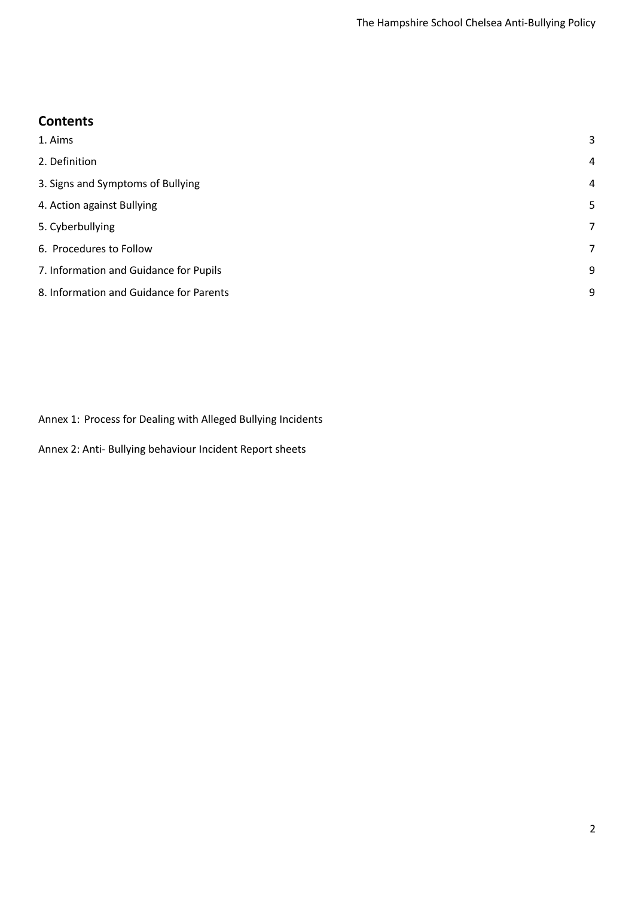## Contents

| | |
|---|---|
| 1. Aims | 3 |
| 2. Definition | 4 |
| 3. Signs and Symptoms of Bullying | 4 |
| 4. Action against Bullying | 5 |
| 5. Cyberbullying | 7 |
| 6. Procedures to Follow | 7 |
| 7. Information and Guidance for Pupils | 9 |
| 8. Information and Guidance for Parents | 9 |

Annex 1: Process for Dealing with Alleged Bullying Incidents

Annex 2: Anti- Bullying behaviour Incident Report sheets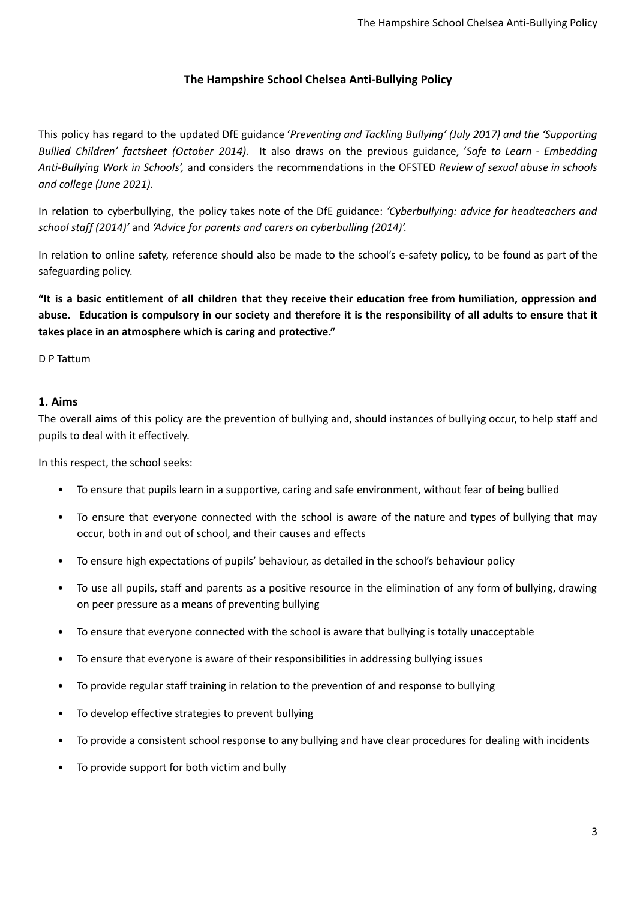**The Hampshire School Chelsea Anti-Bullying Policy**

This policy has regard to the updated DfE guidance '*Preventing and Tackling Bullying' (July 2017) and the 'Supporting Bullied Children' factsheet (October 2014).* It also draws on the previous guidance, '*Safe to Learn - Embedding Anti-Bullying Work in Schools',* and considers the recommendations in the OFSTED *Review of sexual abuse in schools and college (June 2021).*

In relation to cyberbullying, the policy takes note of the DfE guidance: *'Cyberbullying: advice for headteachers and school staff (2014)'* and *'Advice for parents and carers on cyberbulling (2014)'.*

In relation to online safety, reference should also be made to the school's e-safety policy, to be found as part of the safeguarding policy.

**"It is a basic entitlement of all children that they receive their education free from humiliation, oppression and abuse. Education is compulsory in our society and therefore it is the responsibility of all adults to ensure that it takes place in an atmosphere which is caring and protective."**

D P Tattum

## 1. Aims

The overall aims of this policy are the prevention of bullying and, should instances of bullying occur, to help staff and pupils to deal with it effectively.

In this respect, the school seeks:

- To ensure that pupils learn in a supportive, caring and safe environment, without fear of being bullied
- To ensure that everyone connected with the school is aware of the nature and types of bullying that may occur, both in and out of school, and their causes and effects
- To ensure high expectations of pupils' behaviour, as detailed in the school's behaviour policy
- To use all pupils, staff and parents as a positive resource in the elimination of any form of bullying, drawing on peer pressure as a means of preventing bullying
- To ensure that everyone connected with the school is aware that bullying is totally unacceptable
- To ensure that everyone is aware of their responsibilities in addressing bullying issues
- To provide regular staff training in relation to the prevention of and response to bullying
- To develop effective strategies to prevent bullying
- To provide a consistent school response to any bullying and have clear procedures for dealing with incidents
- To provide support for both victim and bully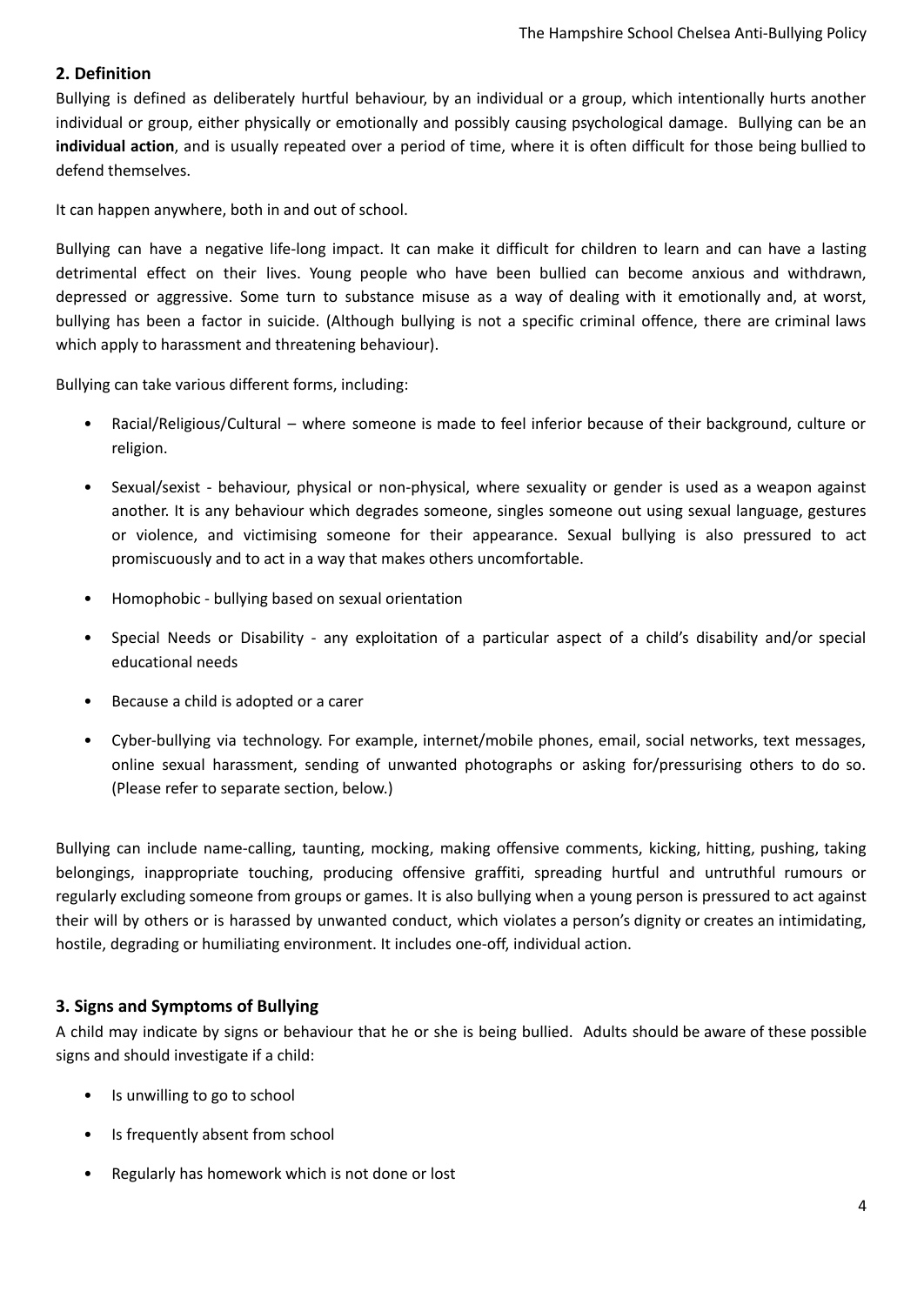## 2. Definition

Bullying is defined as deliberately hurtful behaviour, by an individual or a group, which intentionally hurts another individual or group, either physically or emotionally and possibly causing psychological damage. Bullying can be an **individual action**, and is usually repeated over a period of time, where it is often difficult for those being bullied to defend themselves.

It can happen anywhere, both in and out of school.

Bullying can have a negative life-long impact. It can make it difficult for children to learn and can have a lasting detrimental effect on their lives. Young people who have been bullied can become anxious and withdrawn, depressed or aggressive. Some turn to substance misuse as a way of dealing with it emotionally and, at worst, bullying has been a factor in suicide. (Although bullying is not a specific criminal offence, there are criminal laws which apply to harassment and threatening behaviour).

Bullying can take various different forms, including:

- Racial/Religious/Cultural – where someone is made to feel inferior because of their background, culture or religion.
- Sexual/sexist - behaviour, physical or non-physical, where sexuality or gender is used as a weapon against another. It is any behaviour which degrades someone, singles someone out using sexual language, gestures or violence, and victimising someone for their appearance. Sexual bullying is also pressured to act promiscuously and to act in a way that makes others uncomfortable.
- Homophobic - bullying based on sexual orientation
- Special Needs or Disability - any exploitation of a particular aspect of a child's disability and/or special educational needs
- Because a child is adopted or a carer
- Cyber-bullying via technology. For example, internet/mobile phones, email, social networks, text messages, online sexual harassment, sending of unwanted photographs or asking for/pressurising others to do so. (Please refer to separate section, below.)

Bullying can include name-calling, taunting, mocking, making offensive comments, kicking, hitting, pushing, taking belongings, inappropriate touching, producing offensive graffiti, spreading hurtful and untruthful rumours or regularly excluding someone from groups or games. It is also bullying when a young person is pressured to act against their will by others or is harassed by unwanted conduct, which violates a person's dignity or creates an intimidating, hostile, degrading or humiliating environment. It includes one-off, individual action.

## 3. Signs and Symptoms of Bullying

A child may indicate by signs or behaviour that he or she is being bullied. Adults should be aware of these possible signs and should investigate if a child:

- Is unwilling to go to school
- Is frequently absent from school
- Regularly has homework which is not done or lost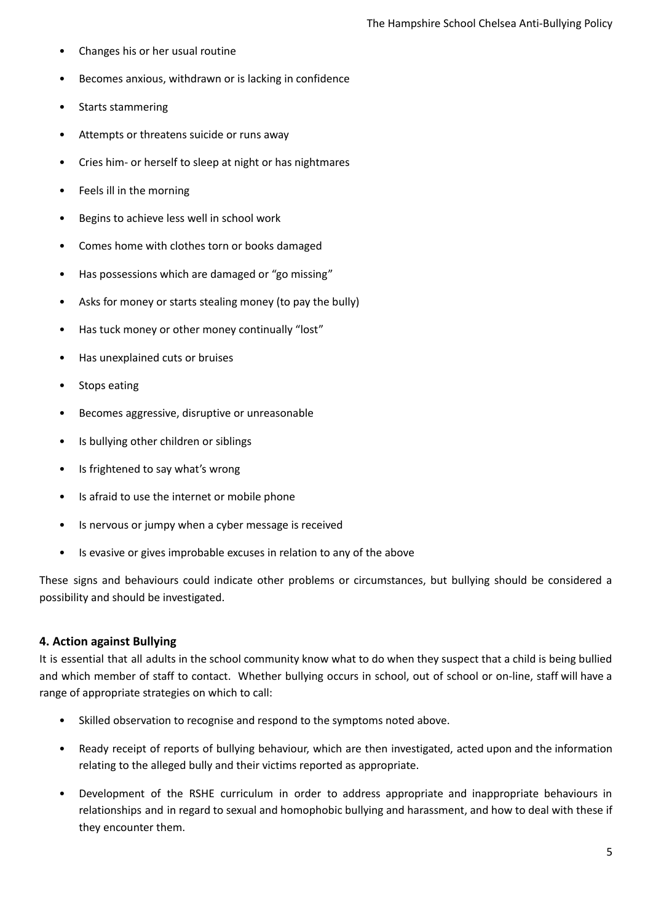- Changes his or her usual routine
- Becomes anxious, withdrawn or is lacking in confidence
- Starts stammering
- Attempts or threatens suicide or runs away
- Cries him- or herself to sleep at night or has nightmares
- Feels ill in the morning
- Begins to achieve less well in school work
- Comes home with clothes torn or books damaged
- Has possessions which are damaged or "go missing"
- Asks for money or starts stealing money (to pay the bully)
- Has tuck money or other money continually "lost"
- Has unexplained cuts or bruises
- Stops eating
- Becomes aggressive, disruptive or unreasonable
- Is bullying other children or siblings
- Is frightened to say what's wrong
- Is afraid to use the internet or mobile phone
- Is nervous or jumpy when a cyber message is received
- Is evasive or gives improbable excuses in relation to any of the above

These signs and behaviours could indicate other problems or circumstances, but bullying should be considered a possibility and should be investigated.

## 4. Action against Bullying

It is essential that all adults in the school community know what to do when they suspect that a child is being bullied and which member of staff to contact. Whether bullying occurs in school, out of school or on-line, staff will have a range of appropriate strategies on which to call:

- Skilled observation to recognise and respond to the symptoms noted above.
- Ready receipt of reports of bullying behaviour, which are then investigated, acted upon and the information relating to the alleged bully and their victims reported as appropriate.
- Development of the RSHE curriculum in order to address appropriate and inappropriate behaviours in relationships and in regard to sexual and homophobic bullying and harassment, and how to deal with these if they encounter them.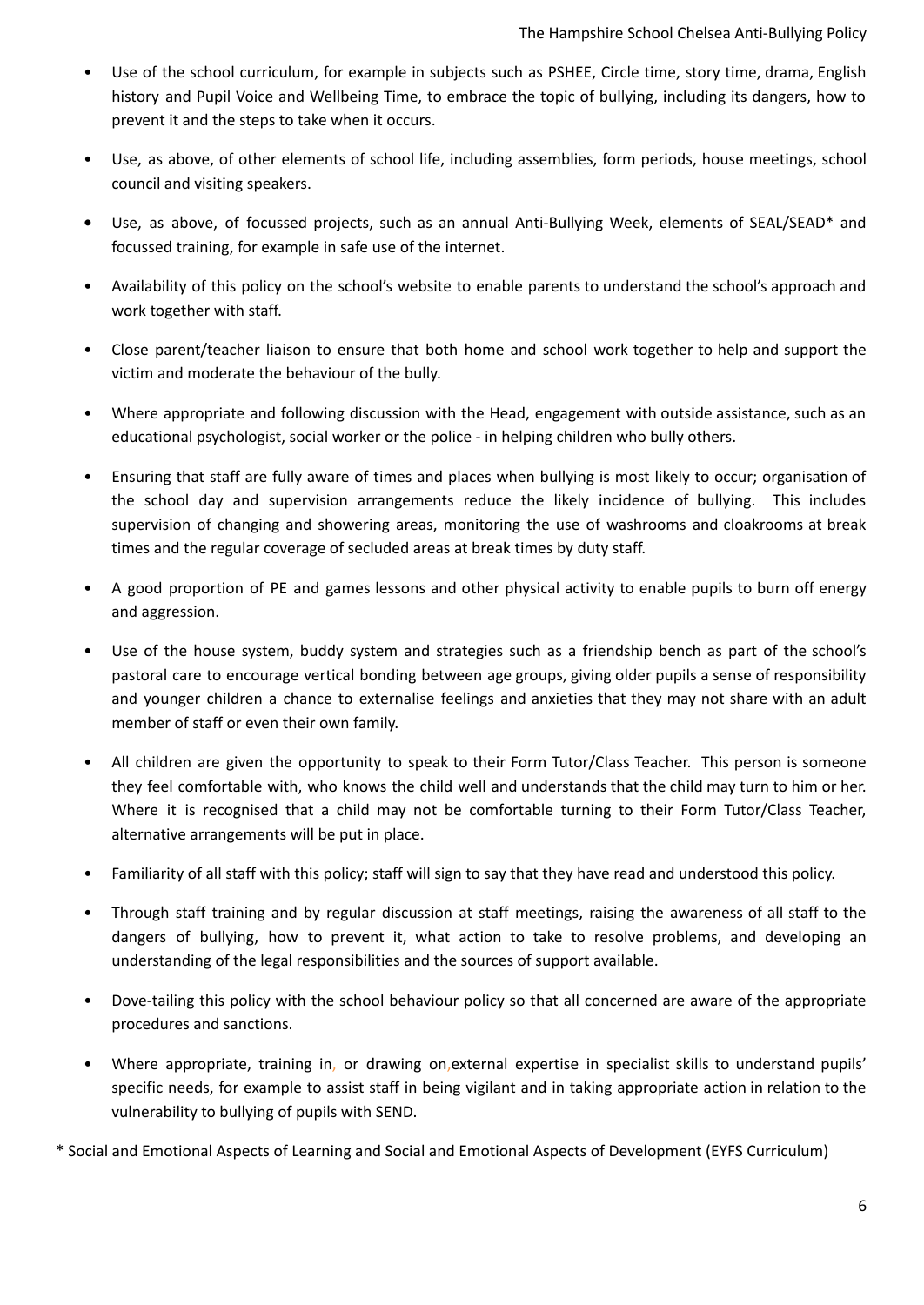- Use of the school curriculum, for example in subjects such as PSHEE, Circle time, story time, drama, English history and Pupil Voice and Wellbeing Time, to embrace the topic of bullying, including its dangers, how to prevent it and the steps to take when it occurs.
- Use, as above, of other elements of school life, including assemblies, form periods, house meetings, school council and visiting speakers.
- Use, as above, of focussed projects, such as an annual Anti-Bullying Week, elements of SEAL/SEAD* and focussed training, for example in safe use of the internet.
- Availability of this policy on the school's website to enable parents to understand the school's approach and work together with staff.
- Close parent/teacher liaison to ensure that both home and school work together to help and support the victim and moderate the behaviour of the bully.
- Where appropriate and following discussion with the Head, engagement with outside assistance, such as an educational psychologist, social worker or the police - in helping children who bully others.
- Ensuring that staff are fully aware of times and places when bullying is most likely to occur; organisation of the school day and supervision arrangements reduce the likely incidence of bullying. This includes supervision of changing and showering areas, monitoring the use of washrooms and cloakrooms at break times and the regular coverage of secluded areas at break times by duty staff.
- A good proportion of PE and games lessons and other physical activity to enable pupils to burn off energy and aggression.
- Use of the house system, buddy system and strategies such as a friendship bench as part of the school's pastoral care to encourage vertical bonding between age groups, giving older pupils a sense of responsibility and younger children a chance to externalise feelings and anxieties that they may not share with an adult member of staff or even their own family.
- All children are given the opportunity to speak to their Form Tutor/Class Teacher. This person is someone they feel comfortable with, who knows the child well and understands that the child may turn to him or her. Where it is recognised that a child may not be comfortable turning to their Form Tutor/Class Teacher, alternative arrangements will be put in place.
- Familiarity of all staff with this policy; staff will sign to say that they have read and understood this policy.
- Through staff training and by regular discussion at staff meetings, raising the awareness of all staff to the dangers of bullying, how to prevent it, what action to take to resolve problems, and developing an understanding of the legal responsibilities and the sources of support available.
- Dove-tailing this policy with the school behaviour policy so that all concerned are aware of the appropriate procedures and sanctions.
- Where appropriate, training in, or drawing on, external expertise in specialist skills to understand pupils' specific needs, for example to assist staff in being vigilant and in taking appropriate action in relation to the vulnerability to bullying of pupils with SEND.

* Social and Emotional Aspects of Learning and Social and Emotional Aspects of Development (EYFS Curriculum)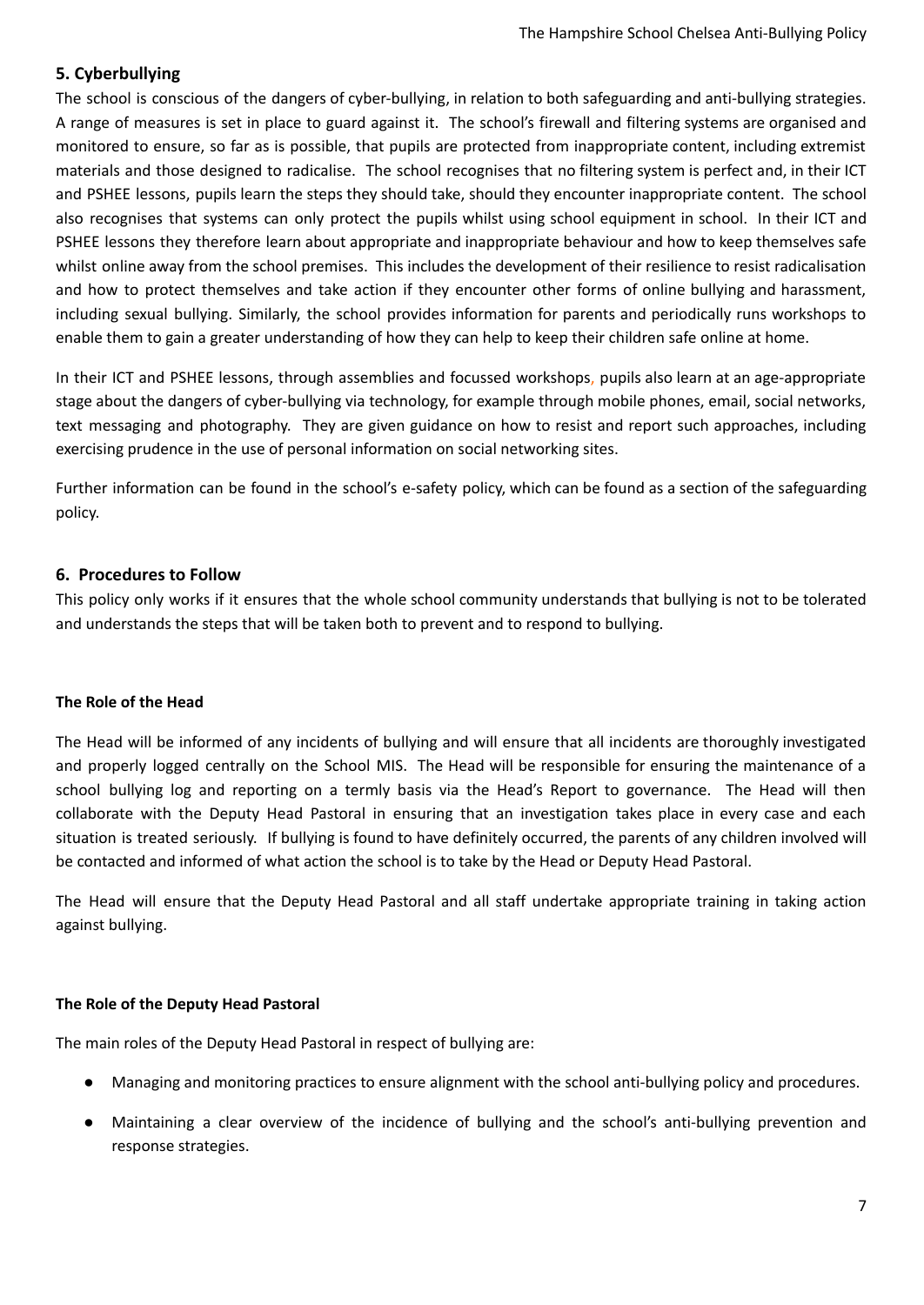## 5. Cyberbullying

The school is conscious of the dangers of cyber-bullying, in relation to both safeguarding and anti-bullying strategies. A range of measures is set in place to guard against it. The school's firewall and filtering systems are organised and monitored to ensure, so far as is possible, that pupils are protected from inappropriate content, including extremist materials and those designed to radicalise. The school recognises that no filtering system is perfect and, in their ICT and PSHEE lessons, pupils learn the steps they should take, should they encounter inappropriate content. The school also recognises that systems can only protect the pupils whilst using school equipment in school. In their ICT and PSHEE lessons they therefore learn about appropriate and inappropriate behaviour and how to keep themselves safe whilst online away from the school premises. This includes the development of their resilience to resist radicalisation and how to protect themselves and take action if they encounter other forms of online bullying and harassment, including sexual bullying. Similarly, the school provides information for parents and periodically runs workshops to enable them to gain a greater understanding of how they can help to keep their children safe online at home.

In their ICT and PSHEE lessons, through assemblies and focussed workshops, pupils also learn at an age-appropriate stage about the dangers of cyber-bullying via technology, for example through mobile phones, email, social networks, text messaging and photography. They are given guidance on how to resist and report such approaches, including exercising prudence in the use of personal information on social networking sites.

Further information can be found in the school's e-safety policy, which can be found as a section of the safeguarding policy.

## 6. Procedures to Follow

This policy only works if it ensures that the whole school community understands that bullying is not to be tolerated and understands the steps that will be taken both to prevent and to respond to bullying.

**The Role of the Head**

The Head will be informed of any incidents of bullying and will ensure that all incidents are thoroughly investigated and properly logged centrally on the School MIS. The Head will be responsible for ensuring the maintenance of a school bullying log and reporting on a termly basis via the Head's Report to governance. The Head will then collaborate with the Deputy Head Pastoral in ensuring that an investigation takes place in every case and each situation is treated seriously. If bullying is found to have definitely occurred, the parents of any children involved will be contacted and informed of what action the school is to take by the Head or Deputy Head Pastoral.

The Head will ensure that the Deputy Head Pastoral and all staff undertake appropriate training in taking action against bullying.

**The Role of the Deputy Head Pastoral**

The main roles of the Deputy Head Pastoral in respect of bullying are:

- Managing and monitoring practices to ensure alignment with the school anti-bullying policy and procedures.
- Maintaining a clear overview of the incidence of bullying and the school's anti-bullying prevention and response strategies.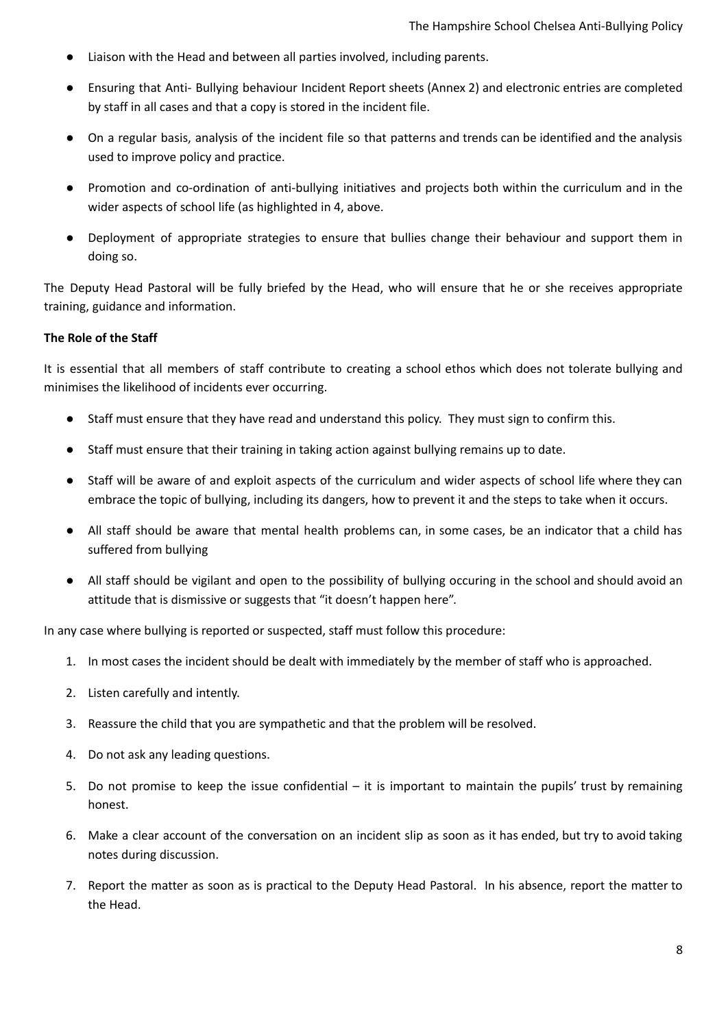- Liaison with the Head and between all parties involved, including parents.
- Ensuring that Anti- Bullying behaviour Incident Report sheets (Annex 2) and electronic entries are completed by staff in all cases and that a copy is stored in the incident file.
- On a regular basis, analysis of the incident file so that patterns and trends can be identified and the analysis used to improve policy and practice.
- Promotion and co-ordination of anti-bullying initiatives and projects both within the curriculum and in the wider aspects of school life (as highlighted in 4, above.
- Deployment of appropriate strategies to ensure that bullies change their behaviour and support them in doing so.

The Deputy Head Pastoral will be fully briefed by the Head, who will ensure that he or she receives appropriate training, guidance and information.

**The Role of the Staff**

It is essential that all members of staff contribute to creating a school ethos which does not tolerate bullying and minimises the likelihood of incidents ever occurring.

- Staff must ensure that they have read and understand this policy. They must sign to confirm this.
- Staff must ensure that their training in taking action against bullying remains up to date.
- Staff will be aware of and exploit aspects of the curriculum and wider aspects of school life where they can embrace the topic of bullying, including its dangers, how to prevent it and the steps to take when it occurs.
- All staff should be aware that mental health problems can, in some cases, be an indicator that a child has suffered from bullying
- All staff should be vigilant and open to the possibility of bullying occuring in the school and should avoid an attitude that is dismissive or suggests that "it doesn't happen here".

In any case where bullying is reported or suspected, staff must follow this procedure:

1. In most cases the incident should be dealt with immediately by the member of staff who is approached.
2. Listen carefully and intently.
3. Reassure the child that you are sympathetic and that the problem will be resolved.
4. Do not ask any leading questions.
5. Do not promise to keep the issue confidential – it is important to maintain the pupils' trust by remaining honest.
6. Make a clear account of the conversation on an incident slip as soon as it has ended, but try to avoid taking notes during discussion.
7. Report the matter as soon as is practical to the Deputy Head Pastoral. In his absence, report the matter to the Head.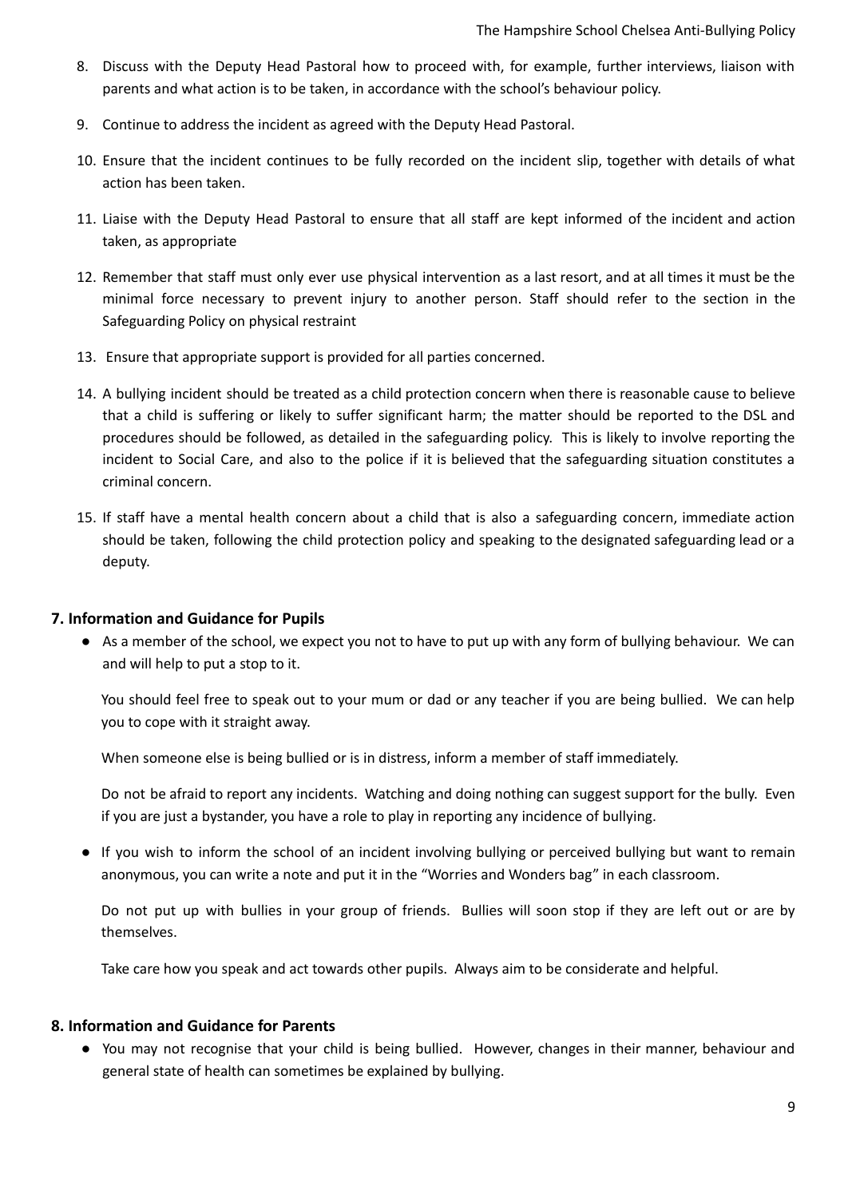8. Discuss with the Deputy Head Pastoral how to proceed with, for example, further interviews, liaison with parents and what action is to be taken, in accordance with the school's behaviour policy.
9. Continue to address the incident as agreed with the Deputy Head Pastoral.
10. Ensure that the incident continues to be fully recorded on the incident slip, together with details of what action has been taken.
11. Liaise with the Deputy Head Pastoral to ensure that all staff are kept informed of the incident and action taken, as appropriate
12. Remember that staff must only ever use physical intervention as a last resort, and at all times it must be the minimal force necessary to prevent injury to another person. Staff should refer to the section in the Safeguarding Policy on physical restraint
13. Ensure that appropriate support is provided for all parties concerned.
14. A bullying incident should be treated as a child protection concern when there is reasonable cause to believe that a child is suffering or likely to suffer significant harm; the matter should be reported to the DSL and procedures should be followed, as detailed in the safeguarding policy. This is likely to involve reporting the incident to Social Care, and also to the police if it is believed that the safeguarding situation constitutes a criminal concern.
15. If staff have a mental health concern about a child that is also a safeguarding concern, immediate action should be taken, following the child protection policy and speaking to the designated safeguarding lead or a deputy.

## 7. Information and Guidance for Pupils

- As a member of the school, we expect you not to have to put up with any form of bullying behaviour. We can and will help to put a stop to it.

  You should feel free to speak out to your mum or dad or any teacher if you are being bullied. We can help you to cope with it straight away.

  When someone else is being bullied or is in distress, inform a member of staff immediately.

  Do not be afraid to report any incidents. Watching and doing nothing can suggest support for the bully. Even if you are just a bystander, you have a role to play in reporting any incidence of bullying.

- If you wish to inform the school of an incident involving bullying or perceived bullying but want to remain anonymous, you can write a note and put it in the "Worries and Wonders bag" in each classroom.

  Do not put up with bullies in your group of friends. Bullies will soon stop if they are left out or are by themselves.

  Take care how you speak and act towards other pupils. Always aim to be considerate and helpful.

## 8. Information and Guidance for Parents

- You may not recognise that your child is being bullied. However, changes in their manner, behaviour and general state of health can sometimes be explained by bullying.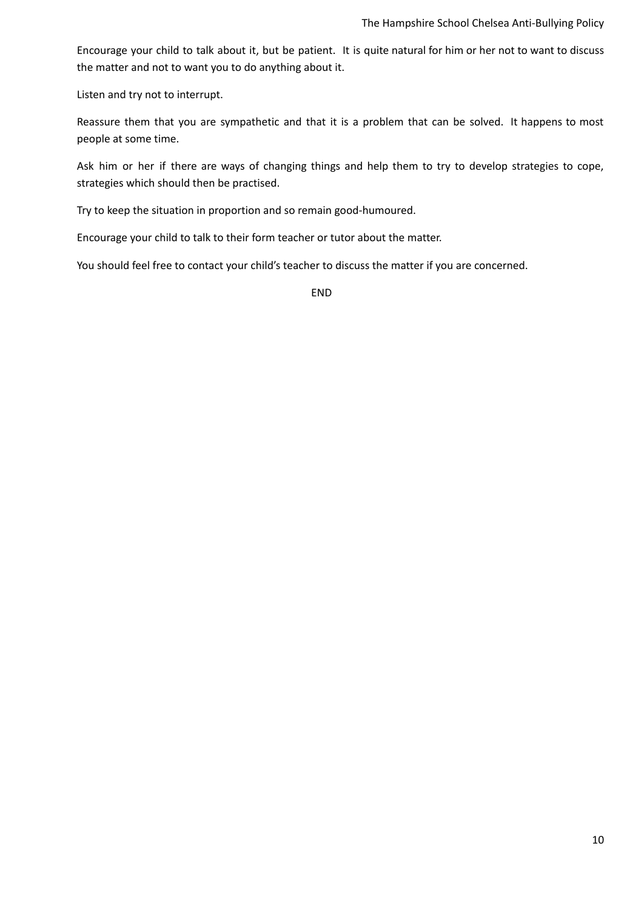Encourage your child to talk about it, but be patient. It is quite natural for him or her not to want to discuss the matter and not to want you to do anything about it.

Listen and try not to interrupt.

Reassure them that you are sympathetic and that it is a problem that can be solved. It happens to most people at some time.

Ask him or her if there are ways of changing things and help them to try to develop strategies to cope, strategies which should then be practised.

Try to keep the situation in proportion and so remain good-humoured.

Encourage your child to talk to their form teacher or tutor about the matter.

You should feel free to contact your child's teacher to discuss the matter if you are concerned.

END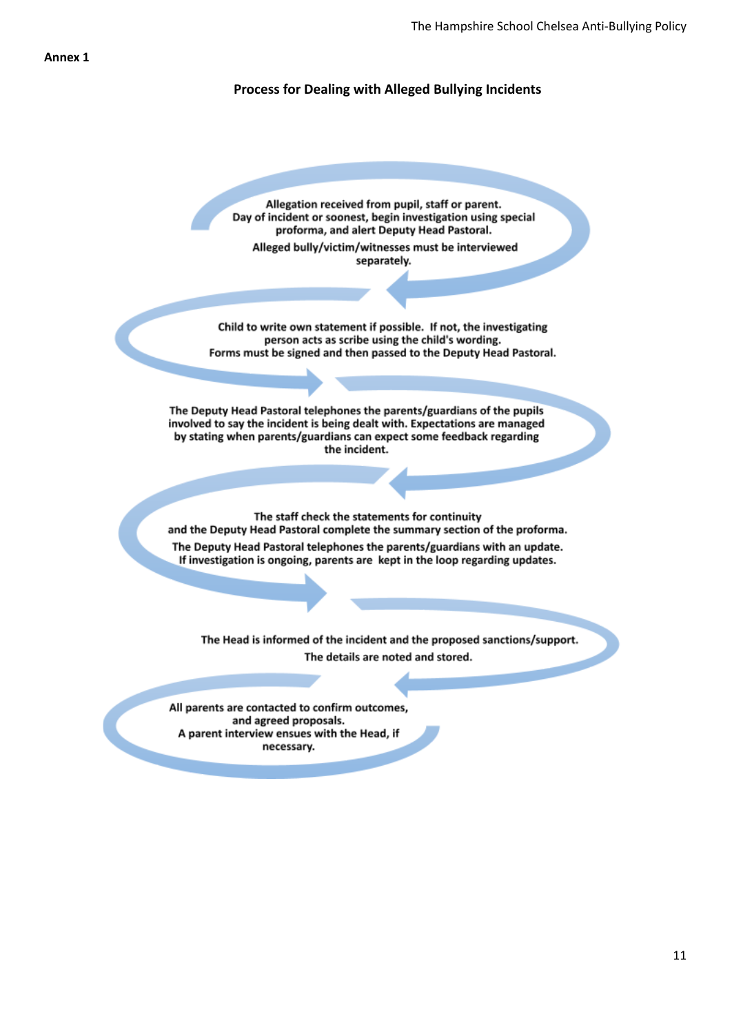**Annex 1**

## Process for Dealing with Alleged Bullying Incidents

Allegation received from pupil, staff or parent.
Day of incident or soonest, begin investigation using special proforma, and alert Deputy Head Pastoral.

Alleged bully/victim/witnesses must be interviewed separately.

Child to write own statement if possible. If not, the investigating person acts as scribe using the child's wording.
Forms must be signed and then passed to the Deputy Head Pastoral.

The Deputy Head Pastoral telephones the parents/guardians of the pupils involved to say the incident is being dealt with. Expectations are managed by stating when parents/guardians can expect some feedback regarding the incident.

The staff check the statements for continuity and the Deputy Head Pastoral complete the summary section of the proforma.

The Deputy Head Pastoral telephones the parents/guardians with an update.
If investigation is ongoing, parents are kept in the loop regarding updates.

The Head is informed of the incident and the proposed sanctions/support.

The details are noted and stored.

All parents are contacted to confirm outcomes, and agreed proposals.
A parent interview ensues with the Head, if necessary.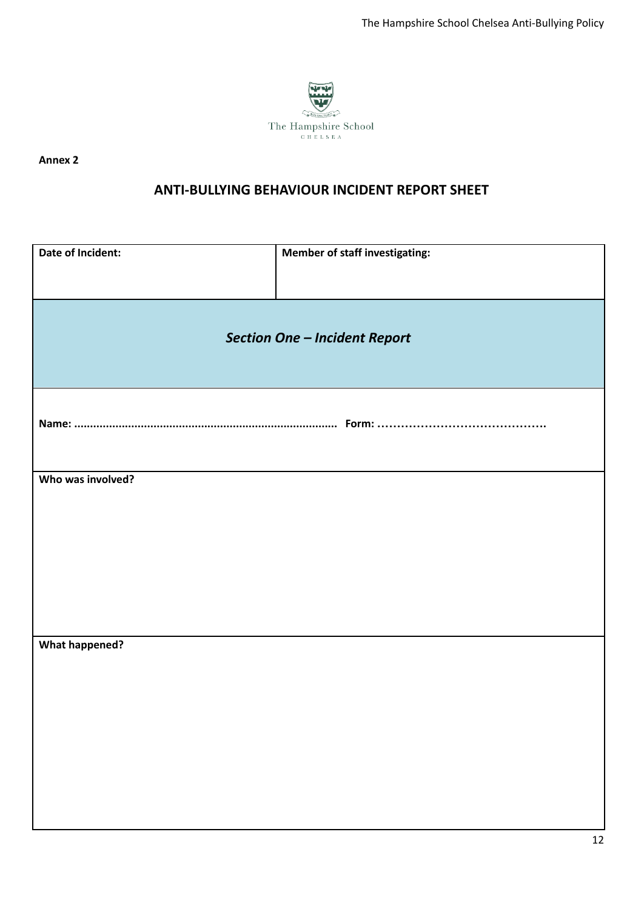The Hampshire School
CHELSEA

**Annex 2**

## ANTI-BULLYING BEHAVIOUR INCIDENT REPORT SHEET

| **Date of Incident:** | **Member of staff investigating:** |
|---|---|
| ***Section One – Incident Report*** | |
| **Name: .................................................................................. Form: ……………………………………** | |
| **Who was involved?** | |
| **What happened?** | |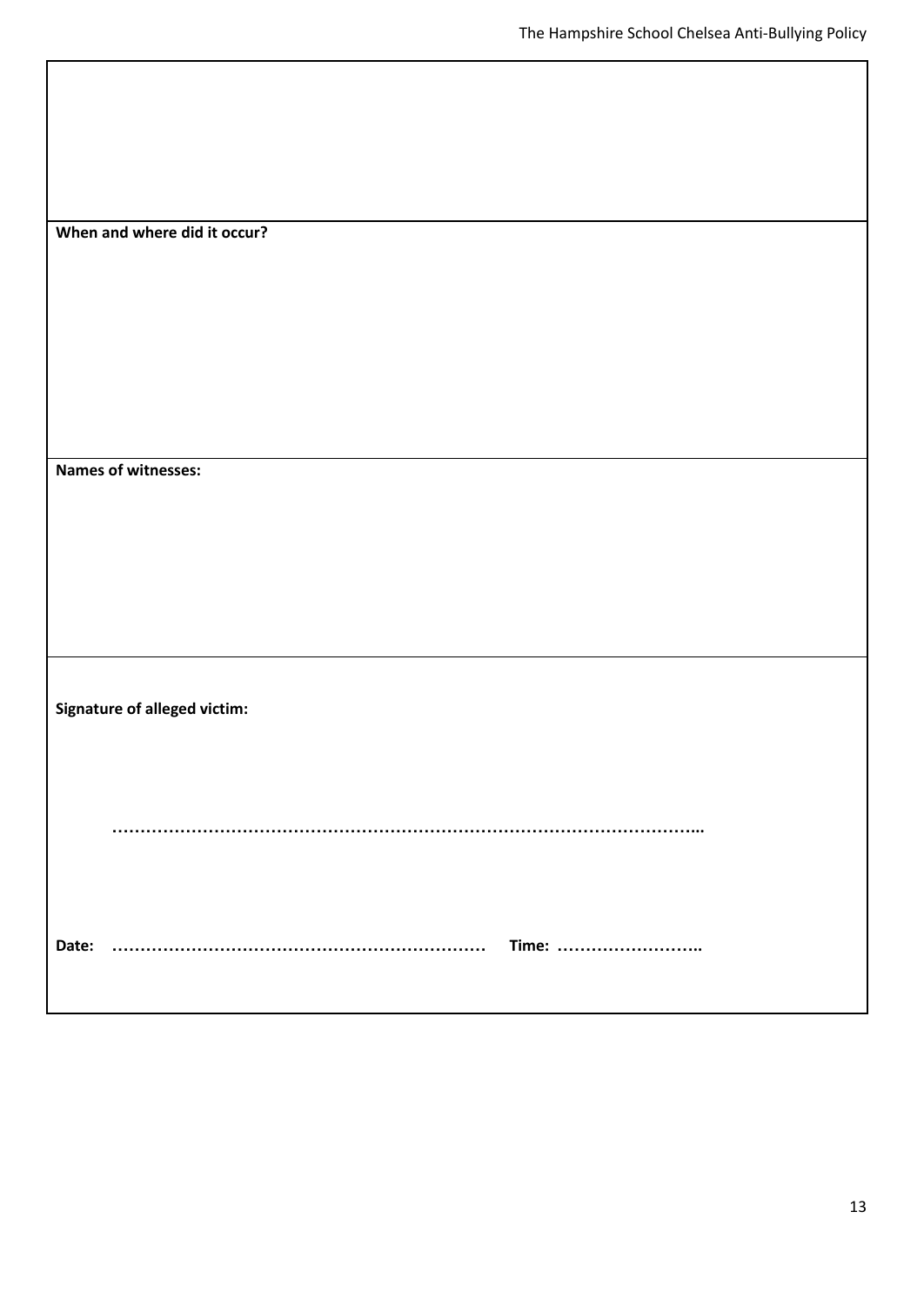**When and where did it occur?**

**Names of witnesses:**

**Signature of alleged victim:**

……………………………………………………………………………………………...

**Date:** ………………………………………………………… **Time:** ……………………..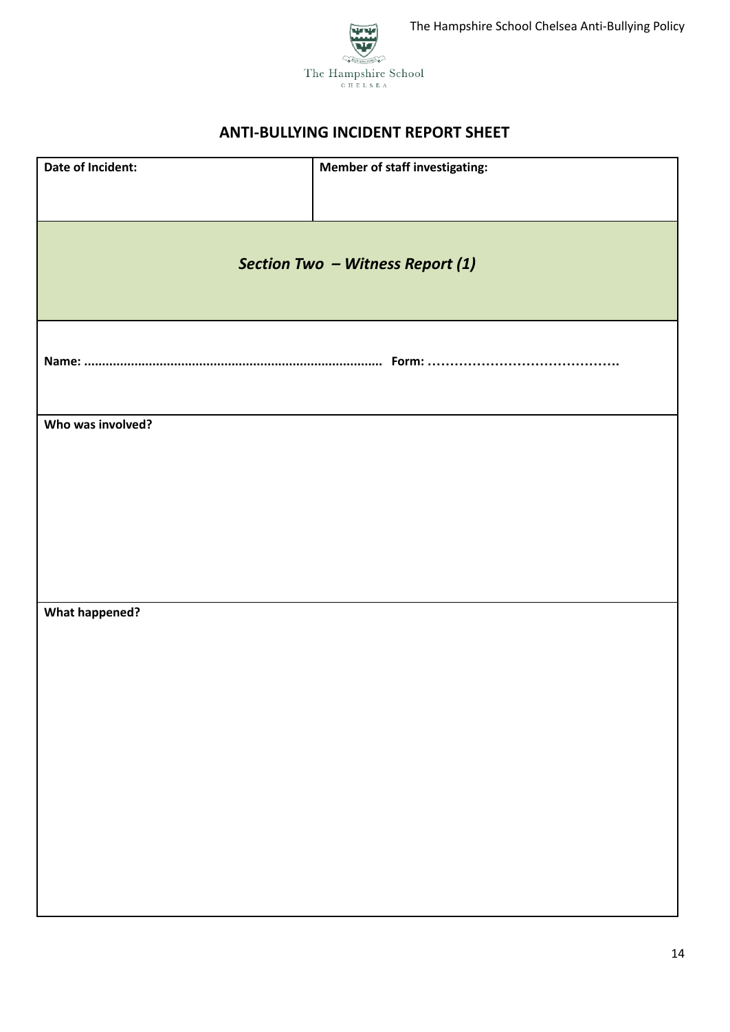The Hampshire School
CHELSEA

## ANTI-BULLYING INCIDENT REPORT SHEET

| **Date of Incident:** | **Member of staff investigating:** |
|---|---|
| ***Section Two – Witness Report (1)*** | |
| **Name: ....................................................................................... Form: ……………………………………..** | |
| **Who was involved?** | |
| **What happened?** | |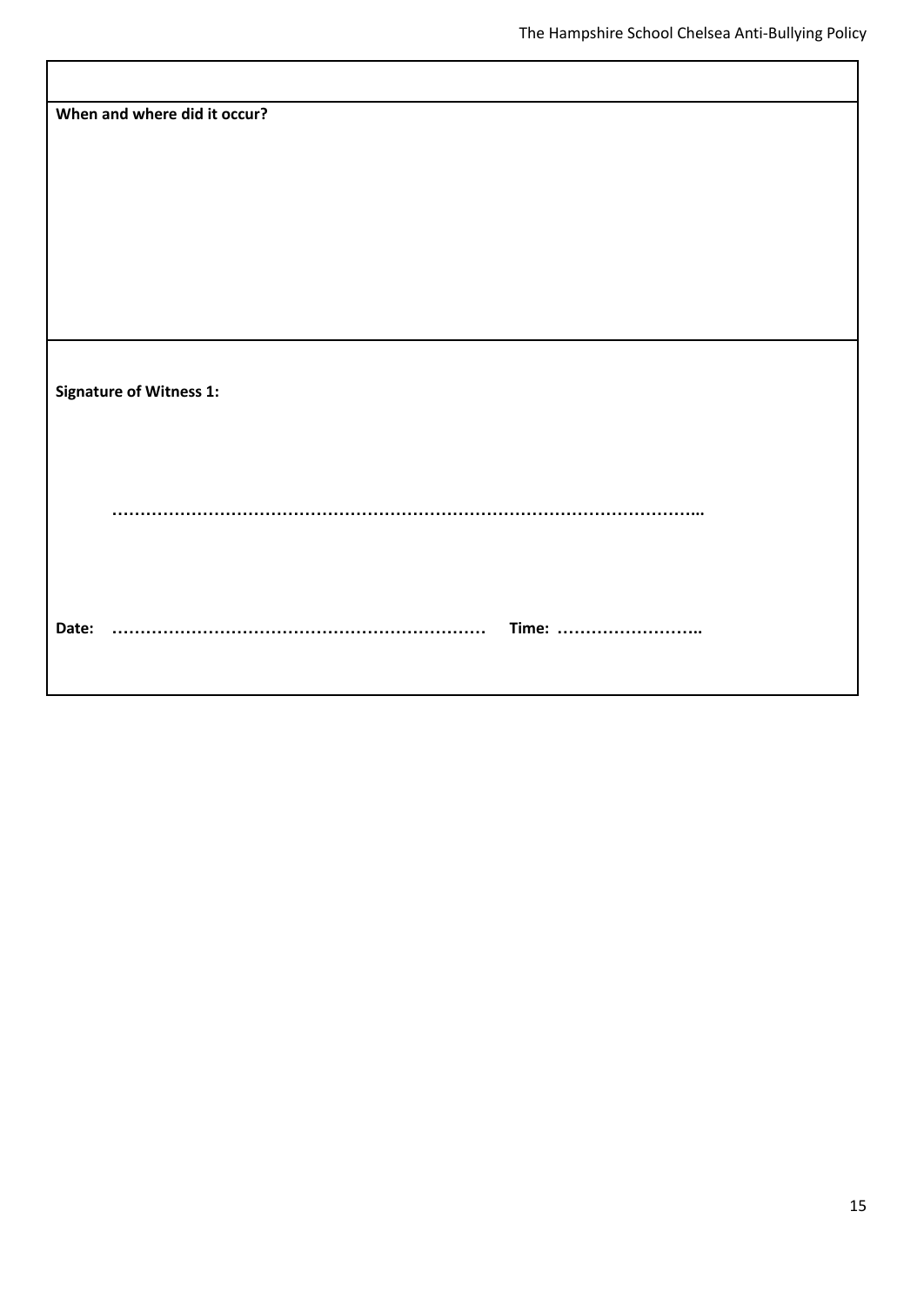**When and where did it occur?**

**Signature of Witness 1:**

…………………………………………………………………………………………...

**Date:** ………………………………………………………… **Time:** ……………………..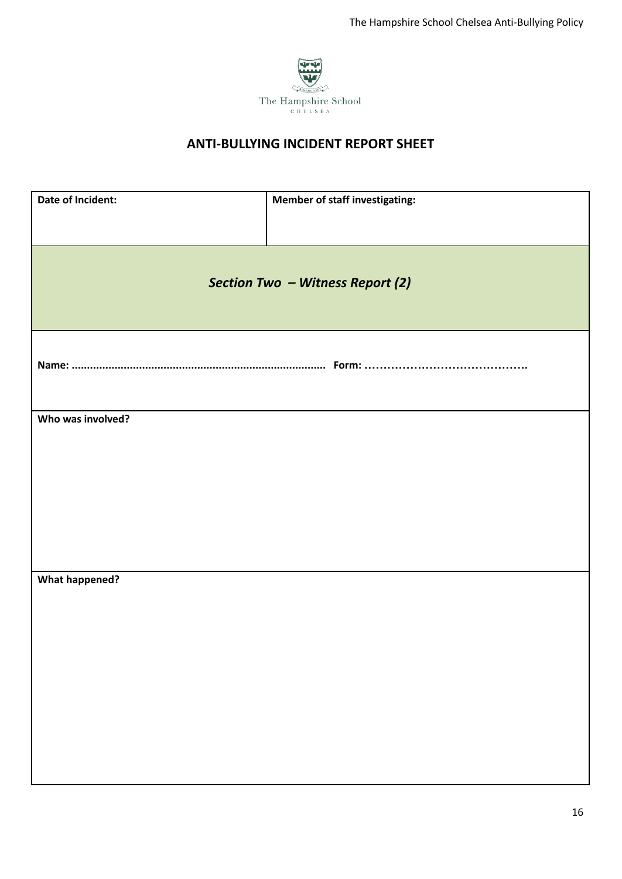## ANTI-BULLYING INCIDENT REPORT SHEET

| **Date of Incident:** | **Member of staff investigating:** |
| --- | --- |
| ***Section Two – Witness Report (2)*** | |
| **Name: .................................................................................. Form: …………………………………….** | |
| **Who was involved?** | |
| **What happened?** | |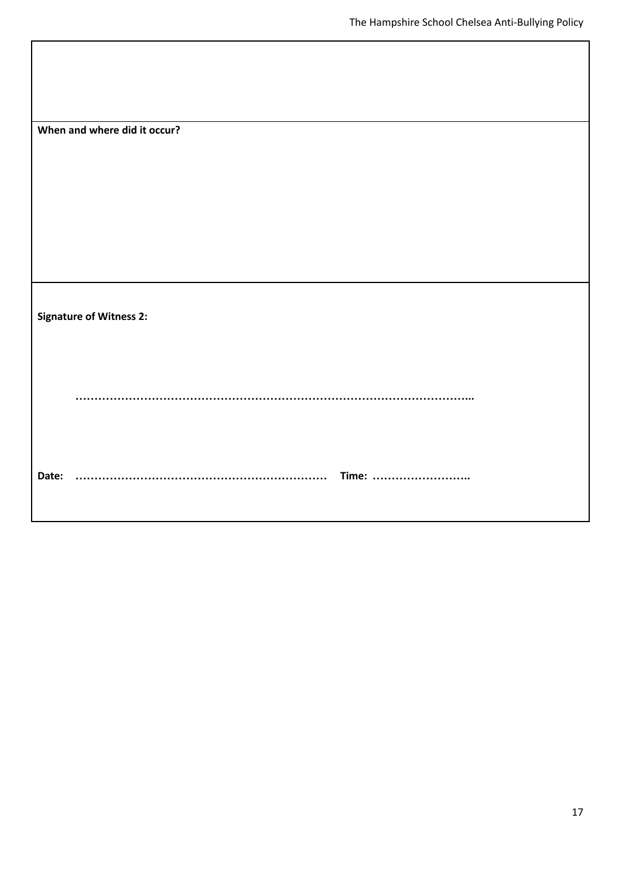**When and where did it occur?**

**Signature of Witness 2:**

**…………………………………………………………………………………………..**

**Date: ………………………………………………………… Time: ……………………..**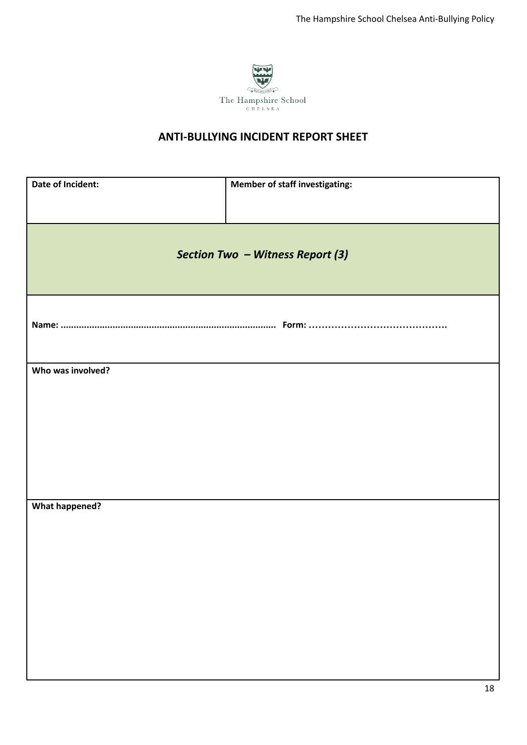The Hampshire School
CHELSEA

## ANTI-BULLYING INCIDENT REPORT SHEET

| **Date of Incident:** | **Member of staff investigating:** |
|---|---|
| ***Section Two – Witness Report (3)*** | |
| **Name: .................................................................................. Form: ……………………………………** | |
| **Who was involved?** | |
| **What happened?** | |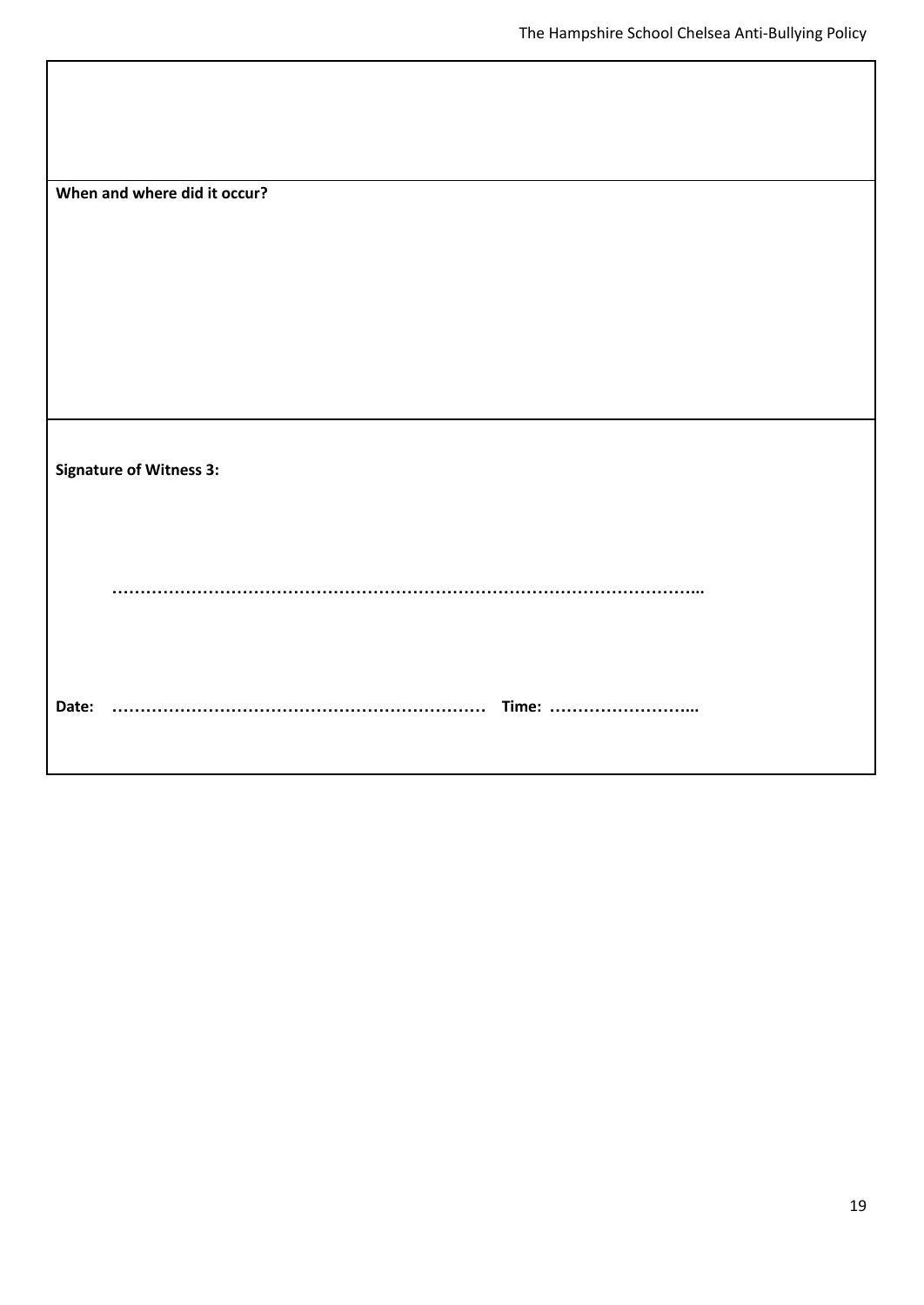**When and where did it occur?**

**Signature of Witness 3:**

…………………………………………………………………………………………..

**Date:** …………………………………………………………. **Time:** ……………………..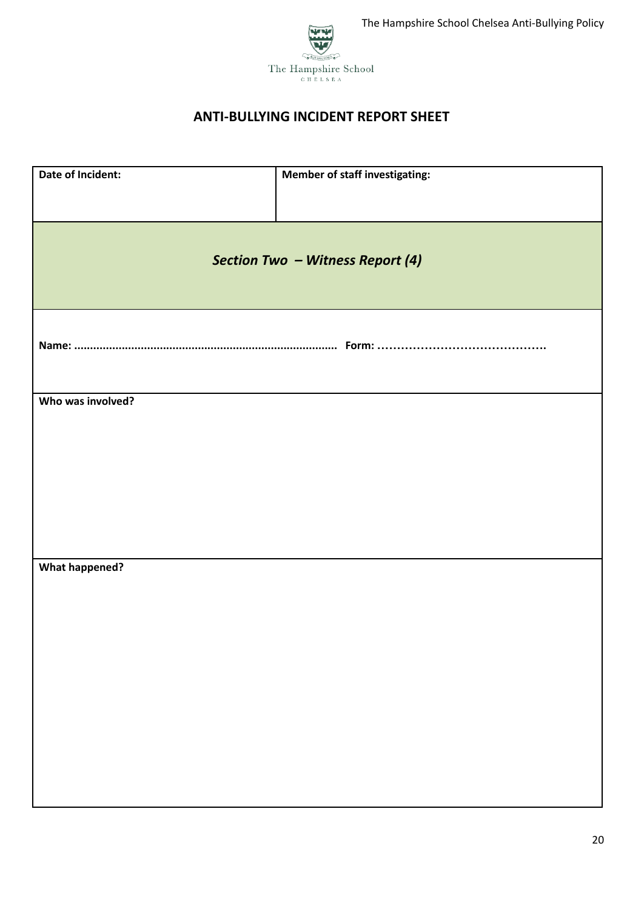## ANTI-BULLYING INCIDENT REPORT SHEET

| **Date of Incident:** | **Member of staff investigating:** |
|---|---|
| ***Section Two – Witness Report (4)*** | |
| **Name: ..................................................................................... Form: …………………………………….** | |
| **Who was involved?** | |
| **What happened?** | |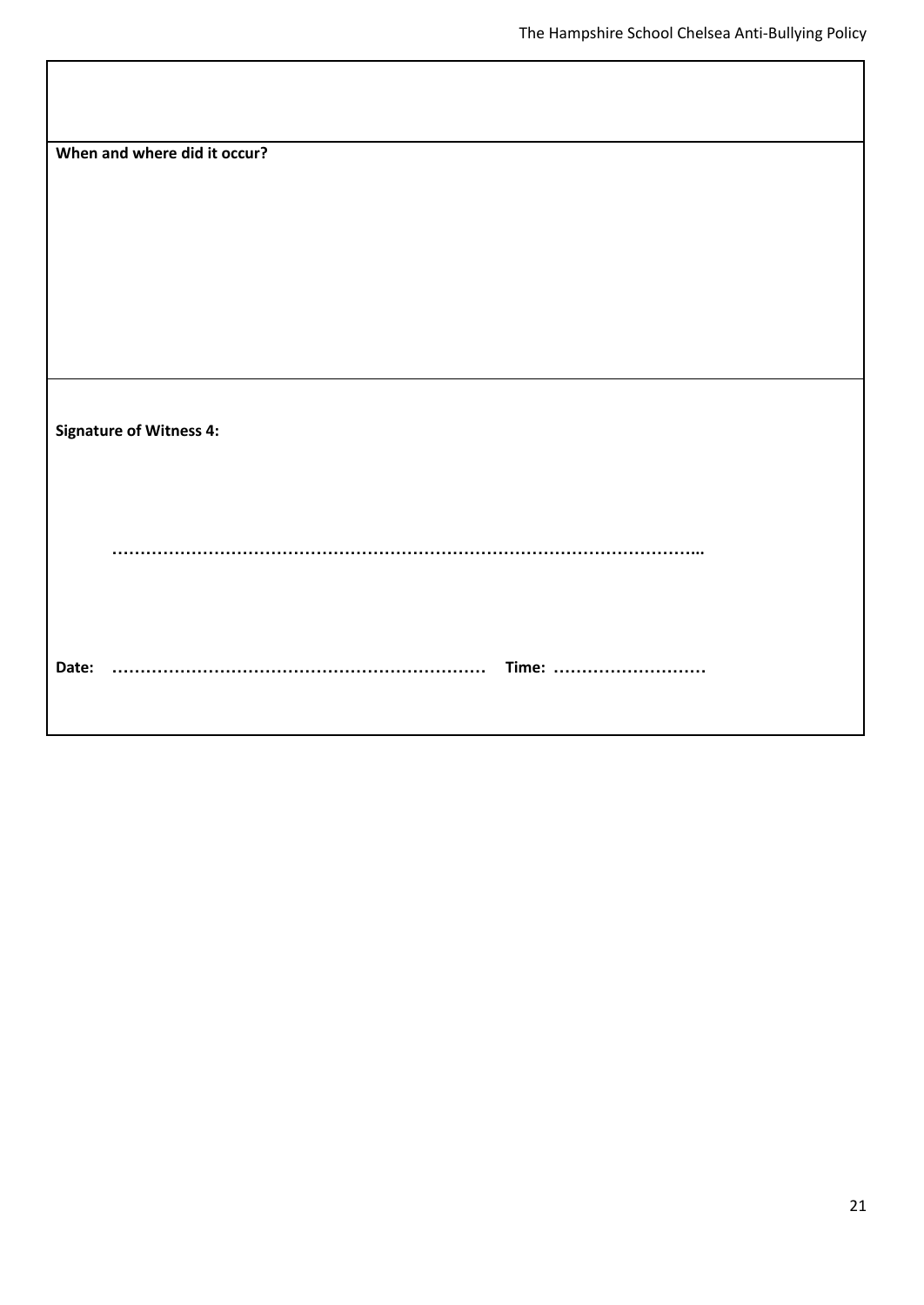**When and where did it occur?**

**Signature of Witness 4:**

**…………………………………………………………………………………………..**

**Date: ………………………………………………………… Time: ………………………**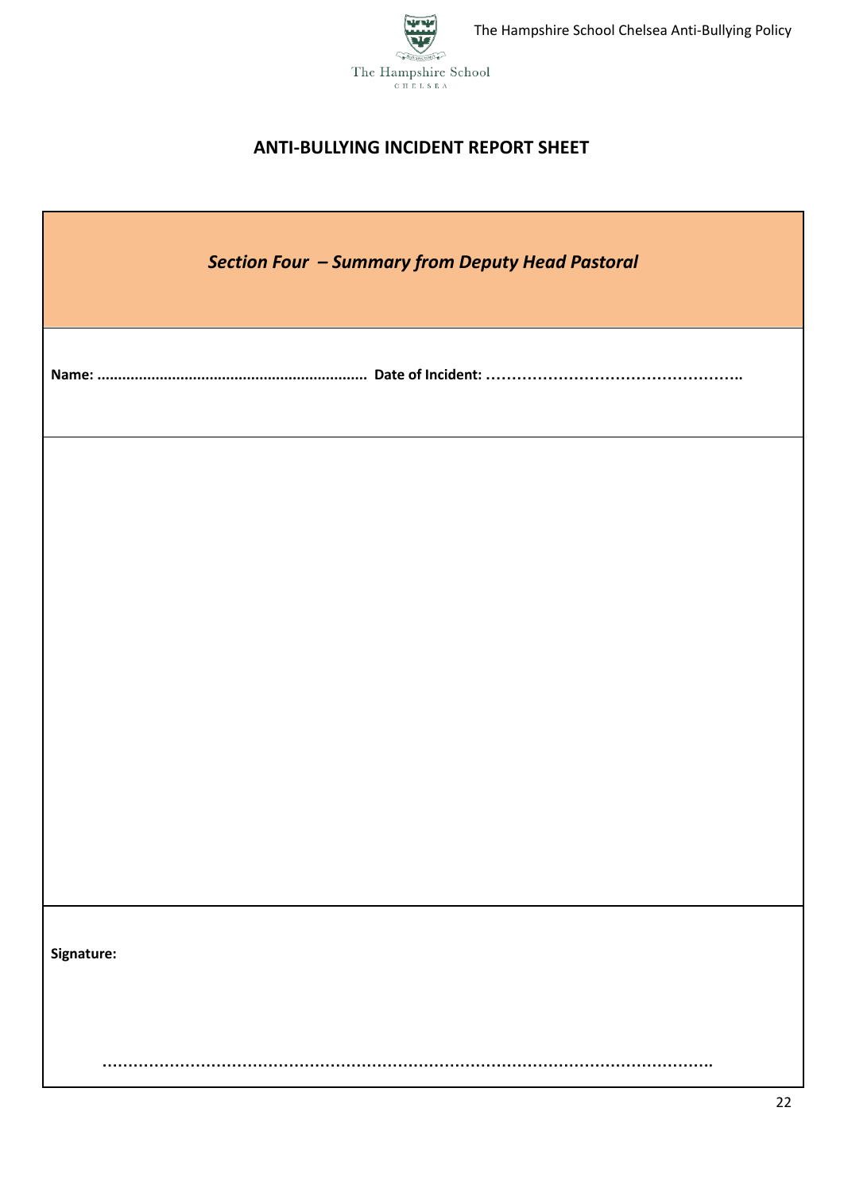## ANTI-BULLYING INCIDENT REPORT SHEET

| *Section Four – Summary from Deputy Head Pastoral* |
| --- |
| **Name: ................................................................ Date of Incident: …………………………………………..** |
| |
| **Signature:**<br><br>**…………………………………………………………………………………………………….** |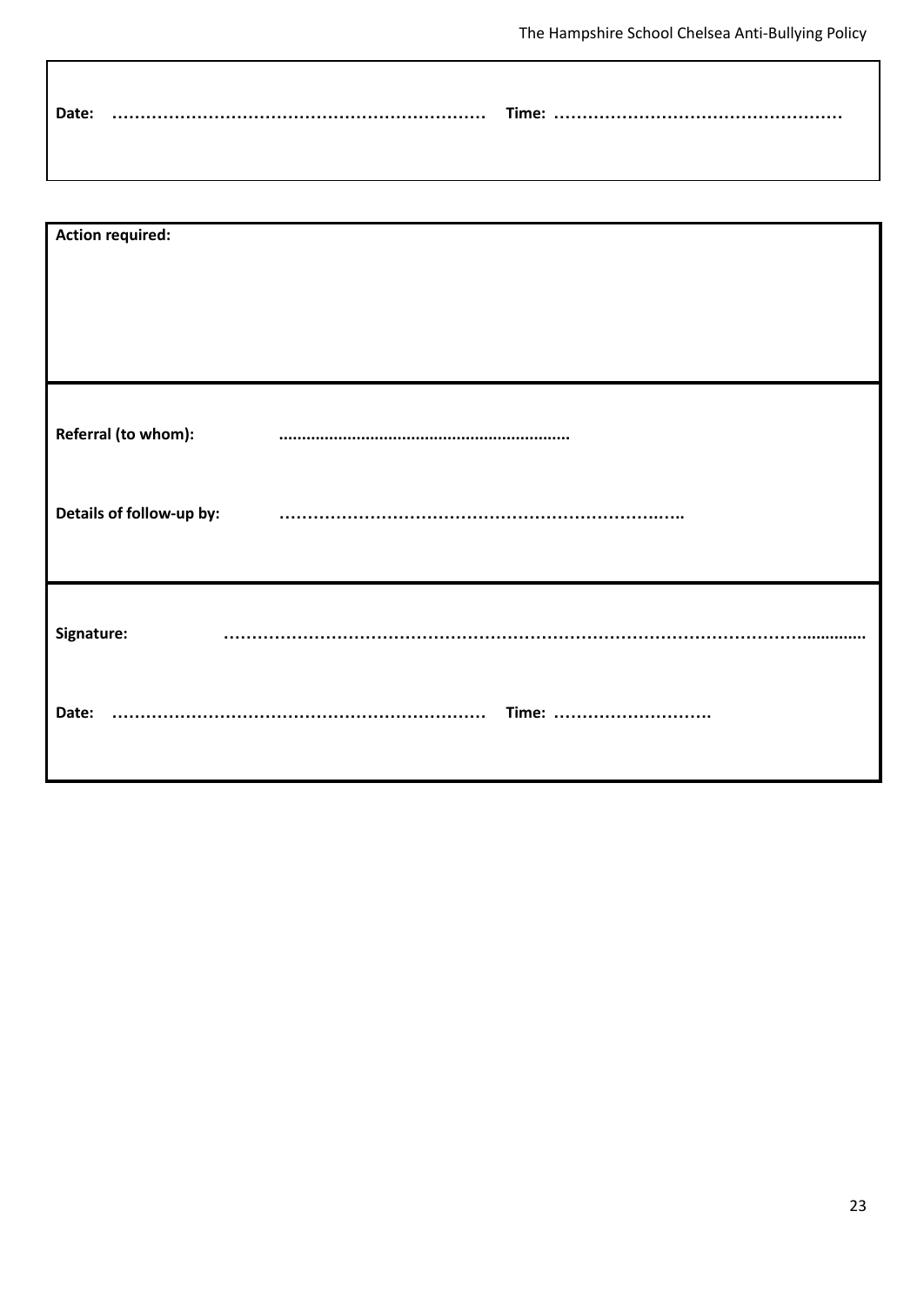**Date:** …………………………………………………………… **Time:** ……………………………………………

**Action required:**

**Referral (to whom):** ………………………………………………………

**Details of follow-up by:** ……………………………………………………………

**Signature:** ………………………………………………………………………………………………

**Date:** …………………………………………………………… **Time:** ……………………….